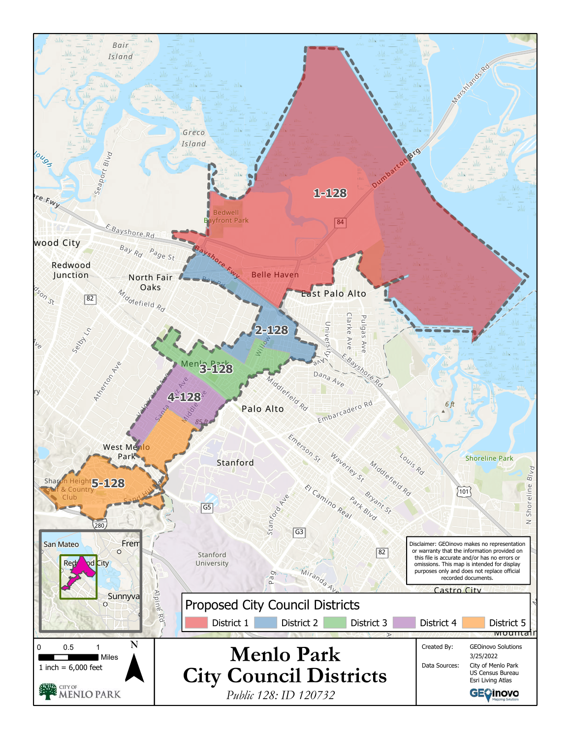# Menlo Park City Council Districts

*Public 128: ID 120732*

## Proposed City Council Districts

- District 1
- District 2
- District 3
- District 4
- District 5

1-128

2-128

3-128

4-128

5-128

Disclaimer: GEOinovo makes no representation or warranty that the information provided on this file is accurate and/or has no errors or omissions. This map is intended for display purposes only and does not replace official recorded documents.

0 0.5 1 Miles

1 inch = 6,000 feet

N

CITY OF MENLO PARK

Created By: GEOinovo Solutions

3/25/2022

Data Sources: City of Menlo Park, US Census Bureau, Esri Living Atlas

GEOinovo Mapping Solutions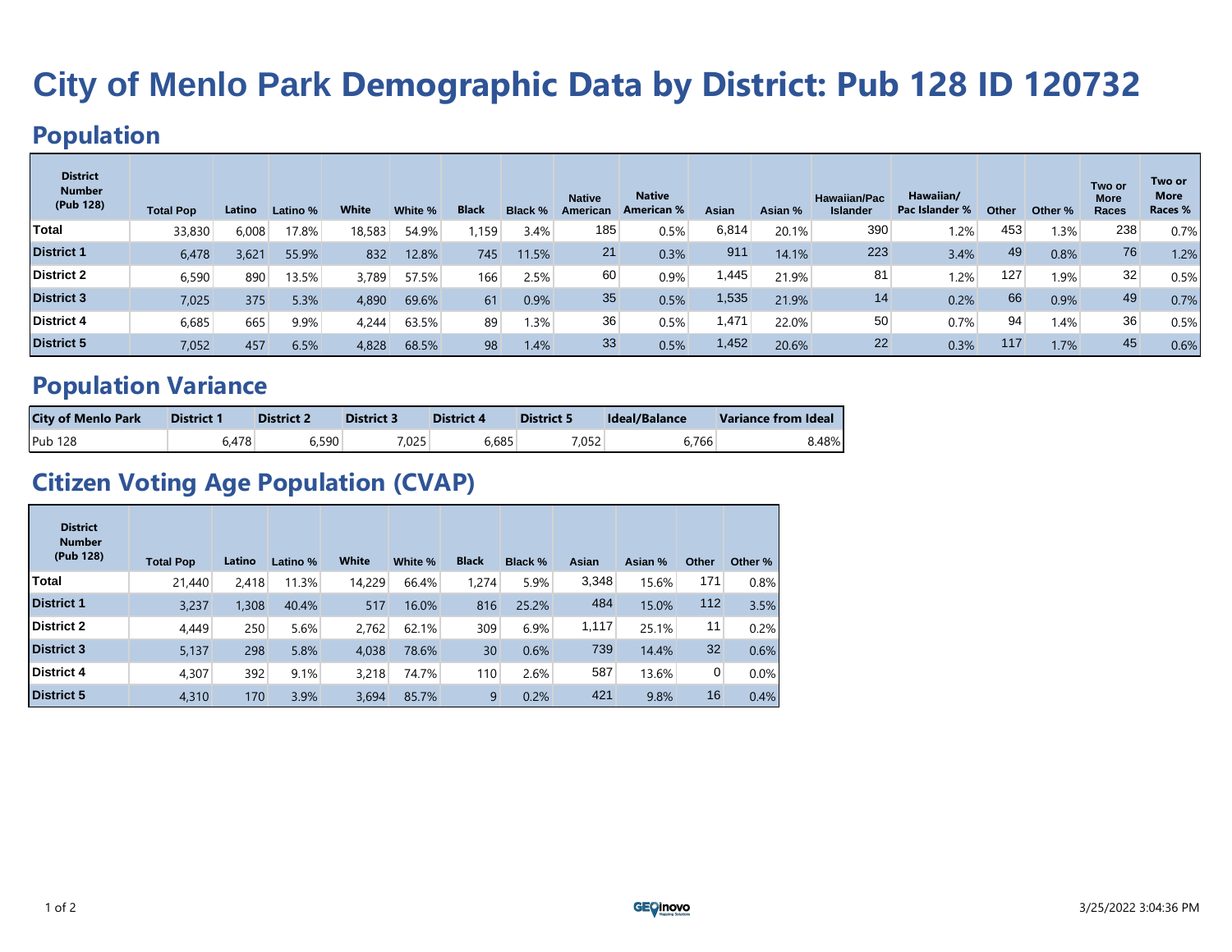# City of Menlo Park Demographic Data by District: Pub 128 ID 120732

## Population

| District Number (Pub 128) | Total Pop | Latino | Latino % | White | White % | Black | Black % | Native American | Native American % | Asian | Asian % | Hawaiian/Pac Islander | Hawaiian/ Pac Islander % | Other | Other % | Two or More Races | Two or More Races % |
|---|---|---|---|---|---|---|---|---|---|---|---|---|---|---|---|---|---|
| Total | 33,830 | 6,008 | 17.8% | 18,583 | 54.9% | 1,159 | 3.4% | 185 | 0.5% | 6,814 | 20.1% | 390 | 1.2% | 453 | 1.3% | 238 | 0.7% |
| District 1 | 6,478 | 3,621 | 55.9% | 832 | 12.8% | 745 | 11.5% | 21 | 0.3% | 911 | 14.1% | 223 | 3.4% | 49 | 0.8% | 76 | 1.2% |
| District 2 | 6,590 | 890 | 13.5% | 3,789 | 57.5% | 166 | 2.5% | 60 | 0.9% | 1,445 | 21.9% | 81 | 1.2% | 127 | 1.9% | 32 | 0.5% |
| District 3 | 7,025 | 375 | 5.3% | 4,890 | 69.6% | 61 | 0.9% | 35 | 0.5% | 1,535 | 21.9% | 14 | 0.2% | 66 | 0.9% | 49 | 0.7% |
| District 4 | 6,685 | 665 | 9.9% | 4,244 | 63.5% | 89 | 1.3% | 36 | 0.5% | 1,471 | 22.0% | 50 | 0.7% | 94 | 1.4% | 36 | 0.5% |
| District 5 | 7,052 | 457 | 6.5% | 4,828 | 68.5% | 98 | 1.4% | 33 | 0.5% | 1,452 | 20.6% | 22 | 0.3% | 117 | 1.7% | 45 | 0.6% |

## Population Variance

| City of Menlo Park | District 1 | District 2 | District 3 | District 4 | District 5 | Ideal/Balance | Variance from Ideal |
|---|---|---|---|---|---|---|---|
| Pub 128 | 6,478 | 6,590 | 7,025 | 6,685 | 7,052 | 6,766 | 8.48% |

## Citizen Voting Age Population (CVAP)

| District Number (Pub 128) | Total Pop | Latino | Latino % | White | White % | Black | Black % | Asian | Asian % | Other | Other % |
|---|---|---|---|---|---|---|---|---|---|---|---|
| Total | 21,440 | 2,418 | 11.3% | 14,229 | 66.4% | 1,274 | 5.9% | 3,348 | 15.6% | 171 | 0.8% |
| District 1 | 3,237 | 1,308 | 40.4% | 517 | 16.0% | 816 | 25.2% | 484 | 15.0% | 112 | 3.5% |
| District 2 | 4,449 | 250 | 5.6% | 2,762 | 62.1% | 309 | 6.9% | 1,117 | 25.1% | 11 | 0.2% |
| District 3 | 5,137 | 298 | 5.8% | 4,038 | 78.6% | 30 | 0.6% | 739 | 14.4% | 32 | 0.6% |
| District 4 | 4,307 | 392 | 9.1% | 3,218 | 74.7% | 110 | 2.6% | 587 | 13.6% | 0 | 0.0% |
| District 5 | 4,310 | 170 | 3.9% | 3,694 | 85.7% | 9 | 0.2% | 421 | 9.8% | 16 | 0.4% |

3/25/2022 3:04:36 PM